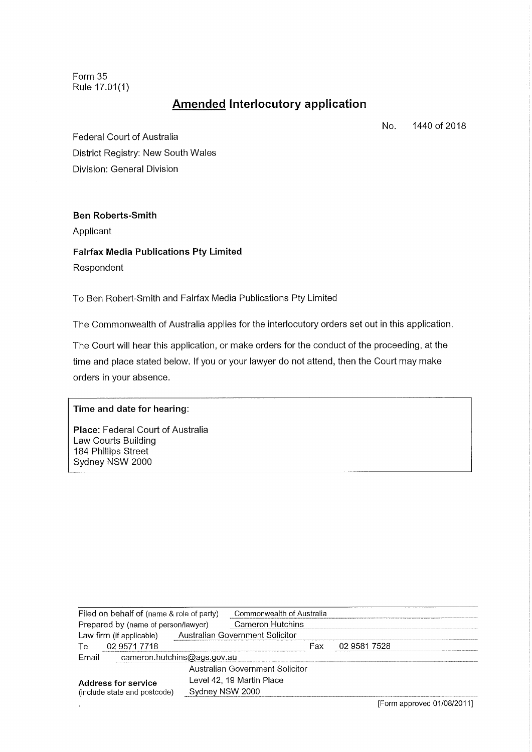Form 35
Rule 17.01(1)

# **Amended** Interlocutory application

No. 1440 of 2018

Federal Court of Australia
District Registry: New South Wales
Division: General Division

**Ben Roberts-Smith**

Applicant

**Fairfax Media Publications Pty Limited**

Respondent

To Ben Robert-Smith and Fairfax Media Publications Pty Limited

The Commonwealth of Australia applies for the interlocutory orders set out in this application.

The Court will hear this application, or make orders for the conduct of the proceeding, at the time and place stated below. If you or your lawyer do not attend, then the Court may make orders in your absence.

**Time and date for hearing**:

**Place:** Federal Court of Australia
Law Courts Building
184 Phillips Street
Sydney NSW 2000

| | |
|---|---|
| Filed on behalf of (name & role of party) | Commonwealth of Australia |
| Prepared by (name of person/lawyer) | Cameron Hutchins |
| Law firm (if applicable) | Australian Government Solicitor |
| Tel | 02 9571 7718 |
| Fax | 02 9581 7528 |
| Email | cameron.hutchins@ags.gov.au |
| **Address for service** (include state and postcode) | Australian Government Solicitor<br>Level 42, 19 Martin Place<br>Sydney NSW 2000 |

[Form approved 01/08/2011]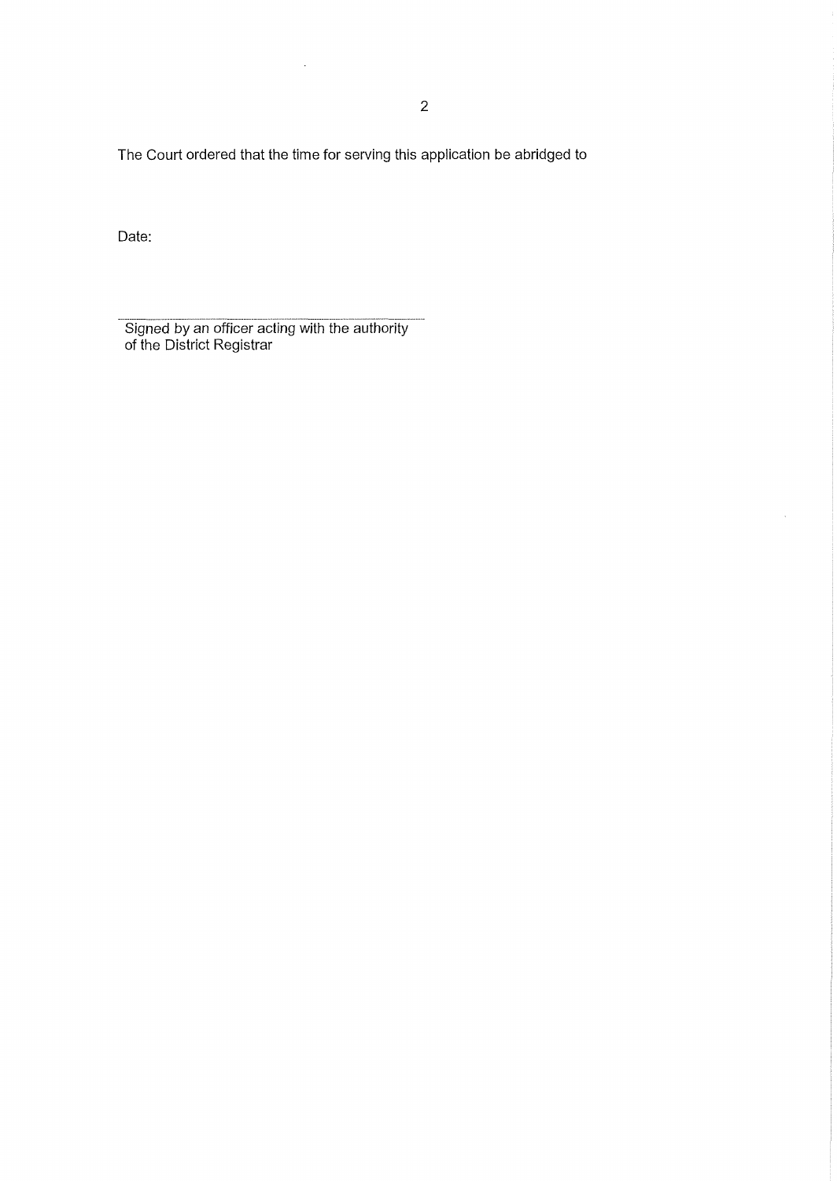The Court ordered that the time for serving this application be abridged to

Date:

---

Signed by an officer acting with the authority of the District Registrar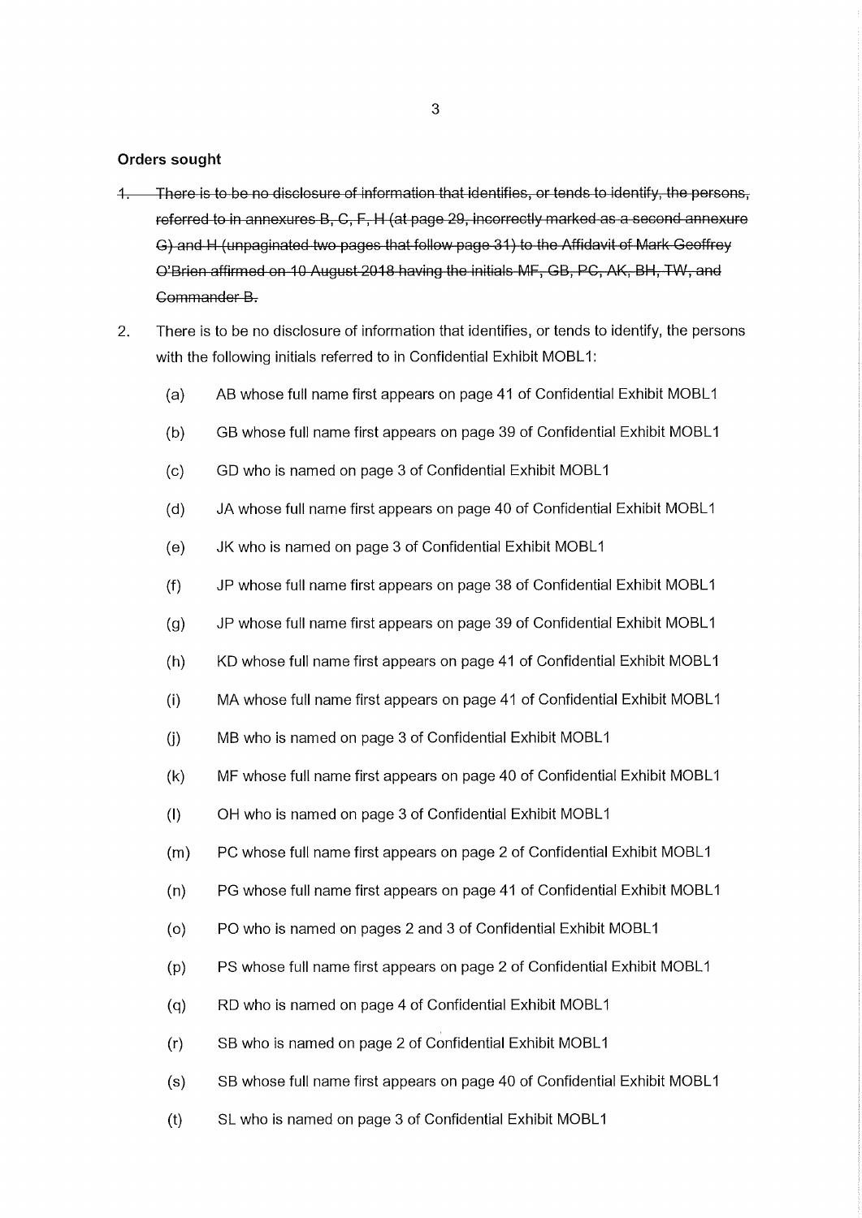**Orders sought**

1. ~~There is to be no disclosure of information that identifies, or tends to identify, the persons, referred to in annexures B, C, F, H (at page 29, incorrectly marked as a second annexure G) and H (unpaginated two pages that follow page 31) to the Affidavit of Mark Geoffrey O'Brien affirmed on 10 August 2018 having the initials MF, GB, PC, AK, BH, TW, and Commander B.~~

2. There is to be no disclosure of information that identifies, or tends to identify, the persons with the following initials referred to in Confidential Exhibit MOBL1:

   (a) AB whose full name first appears on page 41 of Confidential Exhibit MOBL1

   (b) GB whose full name first appears on page 39 of Confidential Exhibit MOBL1

   (c) GD who is named on page 3 of Confidential Exhibit MOBL1

   (d) JA whose full name first appears on page 40 of Confidential Exhibit MOBL1

   (e) JK who is named on page 3 of Confidential Exhibit MOBL1

   (f) JP whose full name first appears on page 38 of Confidential Exhibit MOBL1

   (g) JP whose full name first appears on page 39 of Confidential Exhibit MOBL1

   (h) KD whose full name first appears on page 41 of Confidential Exhibit MOBL1

   (i) MA whose full name first appears on page 41 of Confidential Exhibit MOBL1

   (j) MB who is named on page 3 of Confidential Exhibit MOBL1

   (k) MF whose full name first appears on page 40 of Confidential Exhibit MOBL1

   (l) OH who is named on page 3 of Confidential Exhibit MOBL1

   (m) PC whose full name first appears on page 2 of Confidential Exhibit MOBL1

   (n) PG whose full name first appears on page 41 of Confidential Exhibit MOBL1

   (o) PO who is named on pages 2 and 3 of Confidential Exhibit MOBL1

   (p) PS whose full name first appears on page 2 of Confidential Exhibit MOBL1

   (q) RD who is named on page 4 of Confidential Exhibit MOBL1

   (r) SB who is named on page 2 of Confidential Exhibit MOBL1

   (s) SB whose full name first appears on page 40 of Confidential Exhibit MOBL1

   (t) SL who is named on page 3 of Confidential Exhibit MOBL1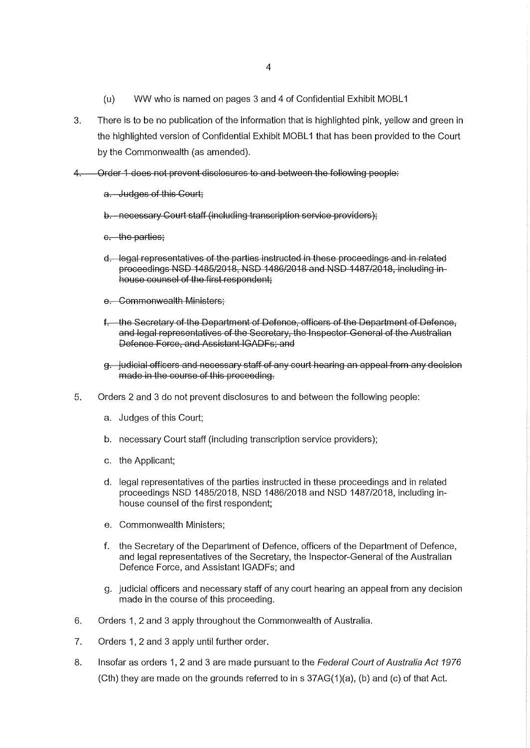(u) WW who is named on pages 3 and 4 of Confidential Exhibit MOBL1

3. There is to be no publication of the information that is highlighted pink, yellow and green in the highlighted version of Confidential Exhibit MOBL1 that has been provided to the Court by the Commonwealth (as amended).

4. ~~Order 1 does not prevent disclosures to and between the following people:~~

   ~~a. Judges of this Court;~~

   ~~b. necessary Court staff (including transcription service providers);~~

   ~~c. the parties;~~

   ~~d. legal representatives of the parties instructed in these proceedings and in related proceedings NSD 1485/2018, NSD 1486/2018 and NSD 1487/2018, including in-house counsel of the first respondent;~~

   ~~e. Commonwealth Ministers;~~

   ~~f. the Secretary of the Department of Defence, officers of the Department of Defence, and legal representatives of the Secretary, the Inspector-General of the Australian Defence Force, and Assistant IGADFs; and~~

   ~~g. judicial officers and necessary staff of any court hearing an appeal from any decision made in the course of this proceeding.~~

5. Orders 2 and 3 do not prevent disclosures to and between the following people:

   a. Judges of this Court;

   b. necessary Court staff (including transcription service providers);

   c. the Applicant;

   d. legal representatives of the parties instructed in these proceedings and in related proceedings NSD 1485/2018, NSD 1486/2018 and NSD 1487/2018, including in-house counsel of the first respondent;

   e. Commonwealth Ministers;

   f. the Secretary of the Department of Defence, officers of the Department of Defence, and legal representatives of the Secretary, the Inspector-General of the Australian Defence Force, and Assistant IGADFs; and

   g. judicial officers and necessary staff of any court hearing an appeal from any decision made in the course of this proceeding.

6. Orders 1, 2 and 3 apply throughout the Commonwealth of Australia.

7. Orders 1, 2 and 3 apply until further order.

8. Insofar as orders 1, 2 and 3 are made pursuant to the *Federal Court of Australia Act 1976* (Cth) they are made on the grounds referred to in s 37AG(1)(a), (b) and (c) of that Act.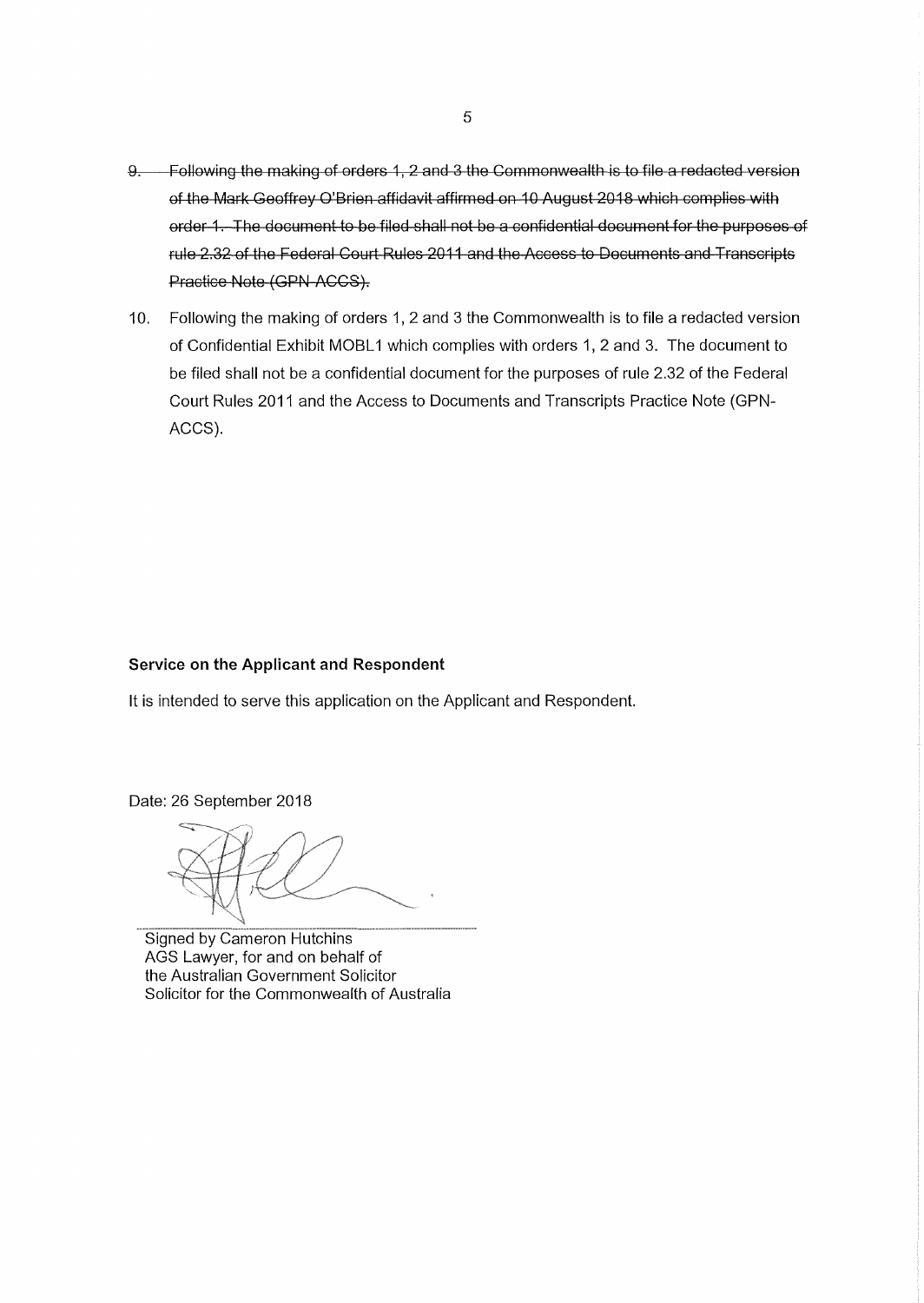9. ~~Following the making of orders 1, 2 and 3 the Commonwealth is to file a redacted version of the Mark Geoffrey O'Brien affidavit affirmed on 10 August 2018 which complies with order 1. The document to be filed shall not be a confidential document for the purposes of rule 2.32 of the Federal Court Rules 2011 and the Access to Documents and Transcripts Practice Note (GPN-ACCS).~~

10. Following the making of orders 1, 2 and 3 the Commonwealth is to file a redacted version of Confidential Exhibit MOBL1 which complies with orders 1, 2 and 3. The document to be filed shall not be a confidential document for the purposes of rule 2.32 of the Federal Court Rules 2011 and the Access to Documents and Transcripts Practice Note (GPN-ACCS).

**Service on the Applicant and Respondent**

It is intended to serve this application on the Applicant and Respondent.

Date: 26 September 2018

Signed by Cameron Hutchins
AGS Lawyer, for and on behalf of
the Australian Government Solicitor
Solicitor for the Commonwealth of Australia